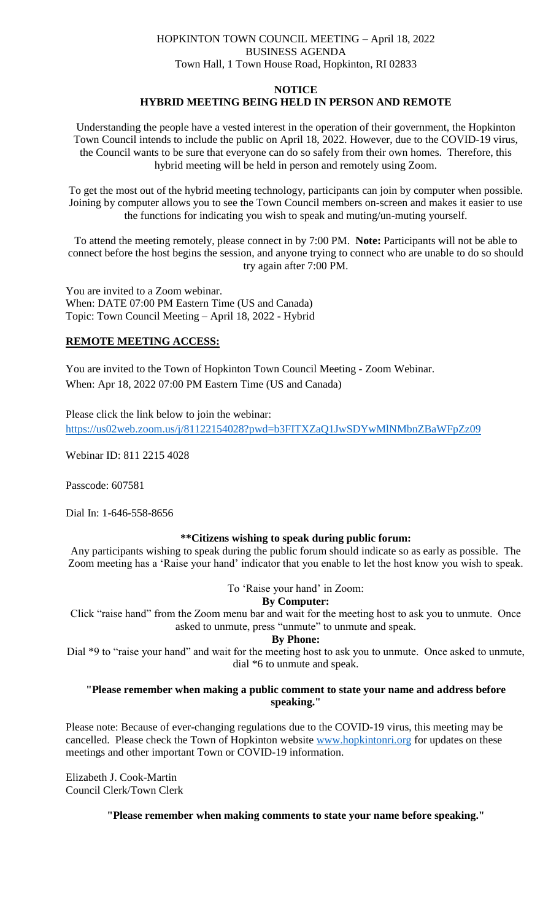HOPKINTON TOWN COUNCIL MEETING – April 18, 2022
BUSINESS AGENDA
Town Hall, 1 Town House Road, Hopkinton, RI 02833

## NOTICE
## HYBRID MEETING BEING HELD IN PERSON AND REMOTE

Understanding the people have a vested interest in the operation of their government, the Hopkinton Town Council intends to include the public on April 18, 2022. However, due to the COVID-19 virus, the Council wants to be sure that everyone can do so safely from their own homes. Therefore, this hybrid meeting will be held in person and remotely using Zoom.

To get the most out of the hybrid meeting technology, participants can join by computer when possible. Joining by computer allows you to see the Town Council members on-screen and makes it easier to use the functions for indicating you wish to speak and muting/un-muting yourself.

To attend the meeting remotely, please connect in by 7:00 PM. **Note:** Participants will not be able to connect before the host begins the session, and anyone trying to connect who are unable to do so should try again after 7:00 PM.

You are invited to a Zoom webinar.
When: DATE 07:00 PM Eastern Time (US and Canada)
Topic: Town Council Meeting – April 18, 2022 - Hybrid

**REMOTE MEETING ACCESS:**

You are invited to the Town of Hopkinton Town Council Meeting - Zoom Webinar.
When: Apr 18, 2022 07:00 PM Eastern Time (US and Canada)

Please click the link below to join the webinar:
https://us02web.zoom.us/j/81122154028?pwd=b3FITXZaQ1JwSDYwMlNMbnZBaWFpZz09

Webinar ID: 811 2215 4028

Passcode: 607581

Dial In: 1-646-558-8656

**\*\*Citizens wishing to speak during public forum:**

Any participants wishing to speak during the public forum should indicate so as early as possible. The Zoom meeting has a 'Raise your hand' indicator that you enable to let the host know you wish to speak.

To 'Raise your hand' in Zoom:

**By Computer:**

Click "raise hand" from the Zoom menu bar and wait for the meeting host to ask you to unmute. Once asked to unmute, press "unmute" to unmute and speak.

**By Phone:**

Dial *9 to "raise your hand" and wait for the meeting host to ask you to unmute. Once asked to unmute, dial *6 to unmute and speak.

**"Please remember when making a public comment to state your name and address before speaking."**

Please note: Because of ever-changing regulations due to the COVID-19 virus, this meeting may be cancelled. Please check the Town of Hopkinton website www.hopkintonri.org for updates on these meetings and other important Town or COVID-19 information.

Elizabeth J. Cook-Martin
Council Clerk/Town Clerk

**"Please remember when making comments to state your name before speaking."**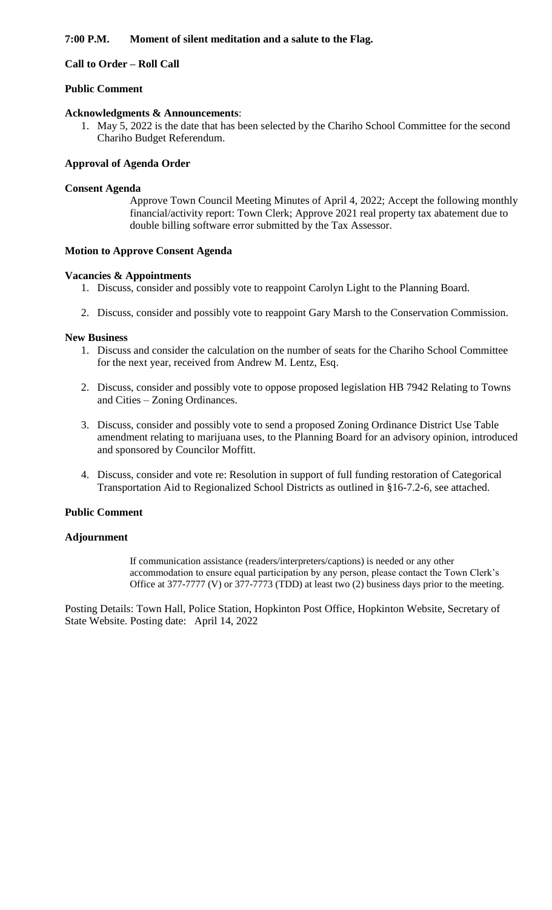**7:00 P.M. Moment of silent meditation and a salute to the Flag.**

**Call to Order – Roll Call**

**Public Comment**

**Acknowledgments & Announcements**:

1. May 5, 2022 is the date that has been selected by the Chariho School Committee for the second Chariho Budget Referendum.

**Approval of Agenda Order**

**Consent Agenda**

Approve Town Council Meeting Minutes of April 4, 2022; Accept the following monthly financial/activity report: Town Clerk; Approve 2021 real property tax abatement due to double billing software error submitted by the Tax Assessor.

**Motion to Approve Consent Agenda**

**Vacancies & Appointments**

1. Discuss, consider and possibly vote to reappoint Carolyn Light to the Planning Board.
2. Discuss, consider and possibly vote to reappoint Gary Marsh to the Conservation Commission.

**New Business**

1. Discuss and consider the calculation on the number of seats for the Chariho School Committee for the next year, received from Andrew M. Lentz, Esq.
2. Discuss, consider and possibly vote to oppose proposed legislation HB 7942 Relating to Towns and Cities – Zoning Ordinances.
3. Discuss, consider and possibly vote to send a proposed Zoning Ordinance District Use Table amendment relating to marijuana uses, to the Planning Board for an advisory opinion, introduced and sponsored by Councilor Moffitt.
4. Discuss, consider and vote re: Resolution in support of full funding restoration of Categorical Transportation Aid to Regionalized School Districts as outlined in §16-7.2-6, see attached.

**Public Comment**

**Adjournment**

If communication assistance (readers/interpreters/captions) is needed or any other accommodation to ensure equal participation by any person, please contact the Town Clerk's Office at 377-7777 (V) or 377-7773 (TDD) at least two (2) business days prior to the meeting.

Posting Details: Town Hall, Police Station, Hopkinton Post Office, Hopkinton Website, Secretary of State Website. Posting date: April 14, 2022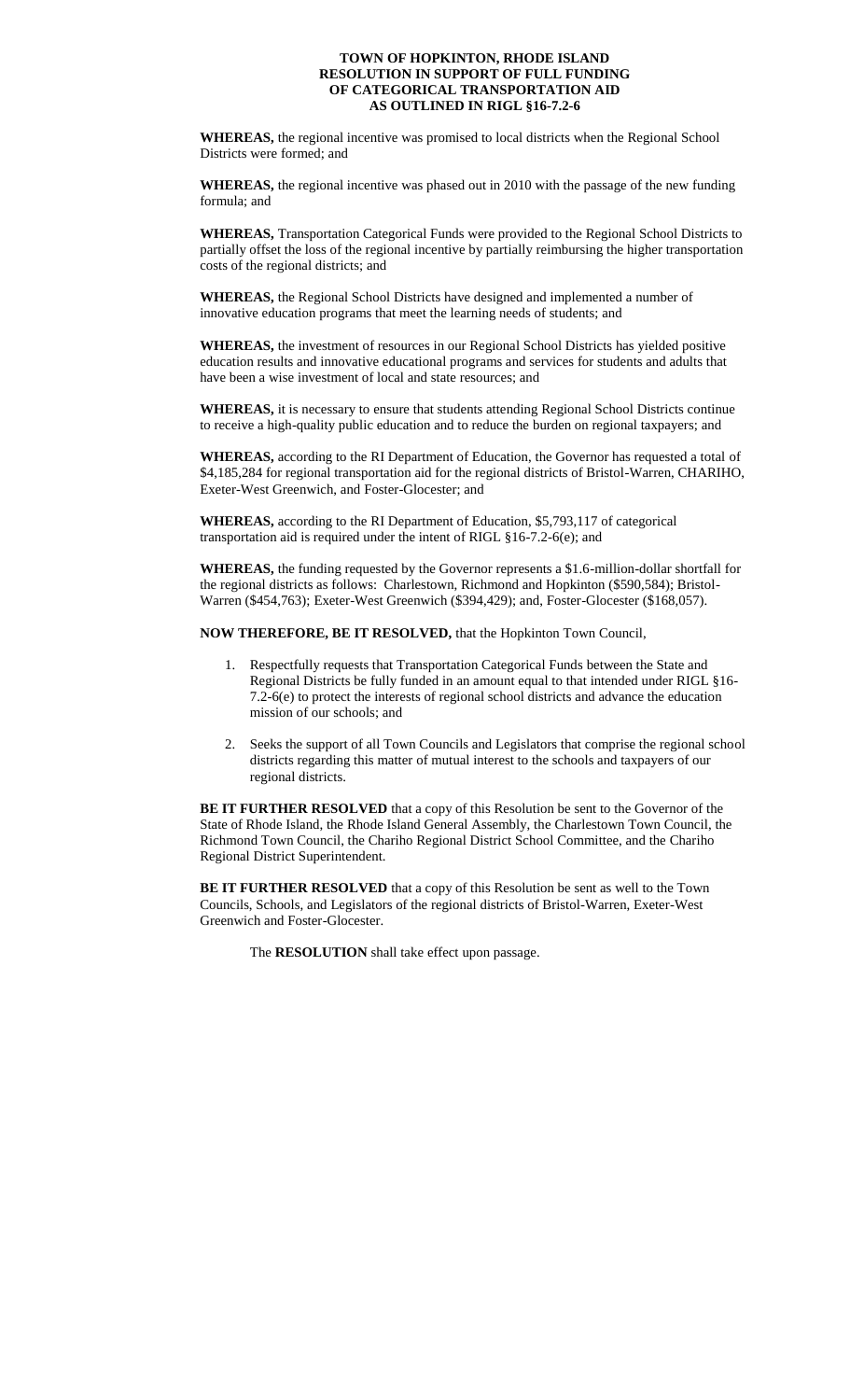**TOWN OF HOPKINTON, RHODE ISLAND**
**RESOLUTION IN SUPPORT OF FULL FUNDING**
**OF CATEGORICAL TRANSPORTATION AID**
**AS OUTLINED IN RIGL §16-7.2-6**

**WHEREAS,** the regional incentive was promised to local districts when the Regional School Districts were formed; and

**WHEREAS,** the regional incentive was phased out in 2010 with the passage of the new funding formula; and

**WHEREAS,** Transportation Categorical Funds were provided to the Regional School Districts to partially offset the loss of the regional incentive by partially reimbursing the higher transportation costs of the regional districts; and

**WHEREAS,** the Regional School Districts have designed and implemented a number of innovative education programs that meet the learning needs of students; and

**WHEREAS,** the investment of resources in our Regional School Districts has yielded positive education results and innovative educational programs and services for students and adults that have been a wise investment of local and state resources; and

**WHEREAS,** it is necessary to ensure that students attending Regional School Districts continue to receive a high-quality public education and to reduce the burden on regional taxpayers; and

**WHEREAS,** according to the RI Department of Education, the Governor has requested a total of $4,185,284 for regional transportation aid for the regional districts of Bristol-Warren, CHARIHO, Exeter-West Greenwich, and Foster-Glocester; and

**WHEREAS,** according to the RI Department of Education, $5,793,117 of categorical transportation aid is required under the intent of RIGL §16-7.2-6(e); and

**WHEREAS,** the funding requested by the Governor represents a $1.6-million-dollar shortfall for the regional districts as follows: Charlestown, Richmond and Hopkinton ($590,584); Bristol-Warren ($454,763); Exeter-West Greenwich ($394,429); and, Foster-Glocester ($168,057).

**NOW THEREFORE, BE IT RESOLVED,** that the Hopkinton Town Council,

1. Respectfully requests that Transportation Categorical Funds between the State and Regional Districts be fully funded in an amount equal to that intended under RIGL §16-7.2-6(e) to protect the interests of regional school districts and advance the education mission of our schools; and
2. Seeks the support of all Town Councils and Legislators that comprise the regional school districts regarding this matter of mutual interest to the schools and taxpayers of our regional districts.

**BE IT FURTHER RESOLVED** that a copy of this Resolution be sent to the Governor of the State of Rhode Island, the Rhode Island General Assembly, the Charlestown Town Council, the Richmond Town Council, the Chariho Regional District School Committee, and the Chariho Regional District Superintendent.

**BE IT FURTHER RESOLVED** that a copy of this Resolution be sent as well to the Town Councils, Schools, and Legislators of the regional districts of Bristol-Warren, Exeter-West Greenwich and Foster-Glocester.

The **RESOLUTION** shall take effect upon passage.